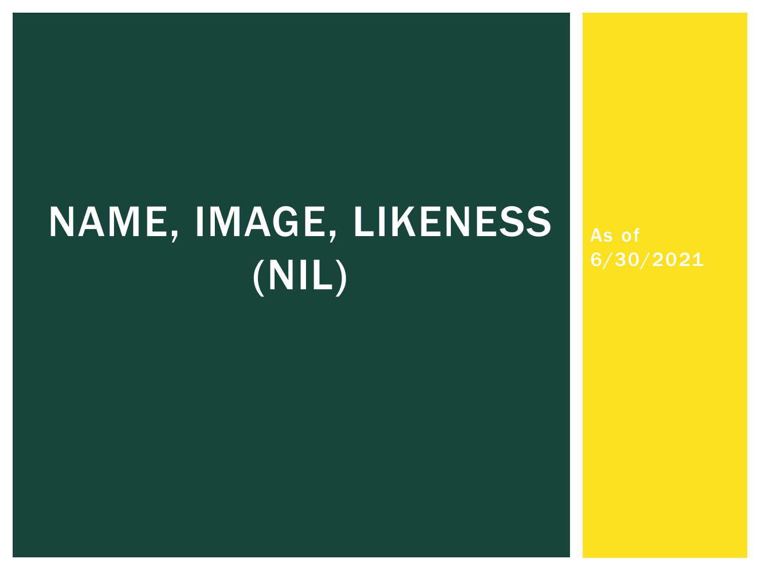# NAME, IMAGE, LIKENESS (NIL)

As of 6/30/2021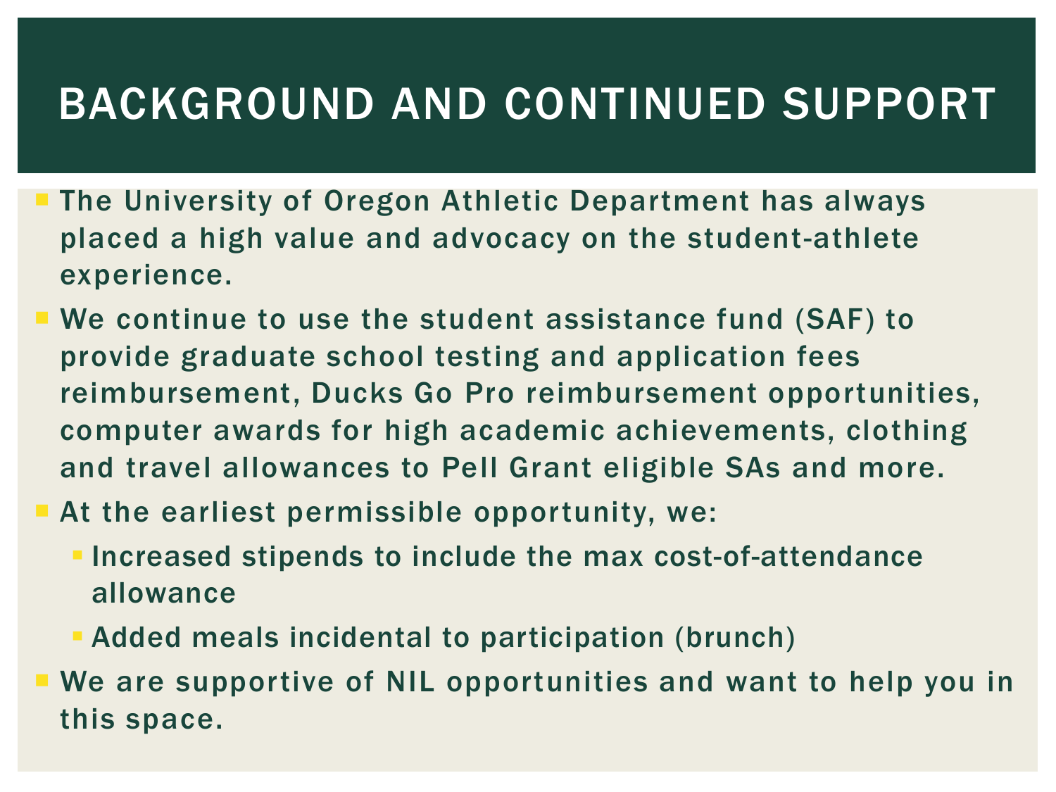# BACKGROUND AND CONTINUED SUPPORT

- The University of Oregon Athletic Department has always placed a high value and advocacy on the student-athlete experience.
- We continue to use the student assistance fund (SAF) to provide graduate school testing and application fees reimbursement, Ducks Go Pro reimbursement opportunities, computer awards for high academic achievements, clothing and travel allowances to Pell Grant eligible SAs and more.
- At the earliest permissible opportunity, we:
  - Increased stipends to include the max cost-of-attendance allowance
  - Added meals incidental to participation (brunch)
- We are supportive of NIL opportunities and want to help you in this space.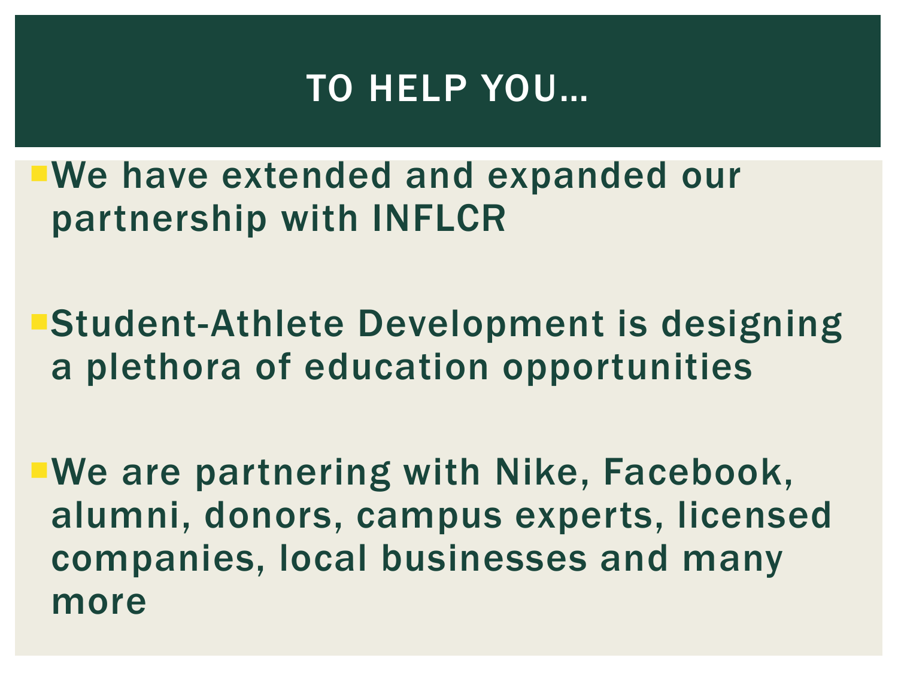# TO HELP YOU…

- We have extended and expanded our partnership with INFLCR
- Student-Athlete Development is designing a plethora of education opportunities
- We are partnering with Nike, Facebook, alumni, donors, campus experts, licensed companies, local businesses and many more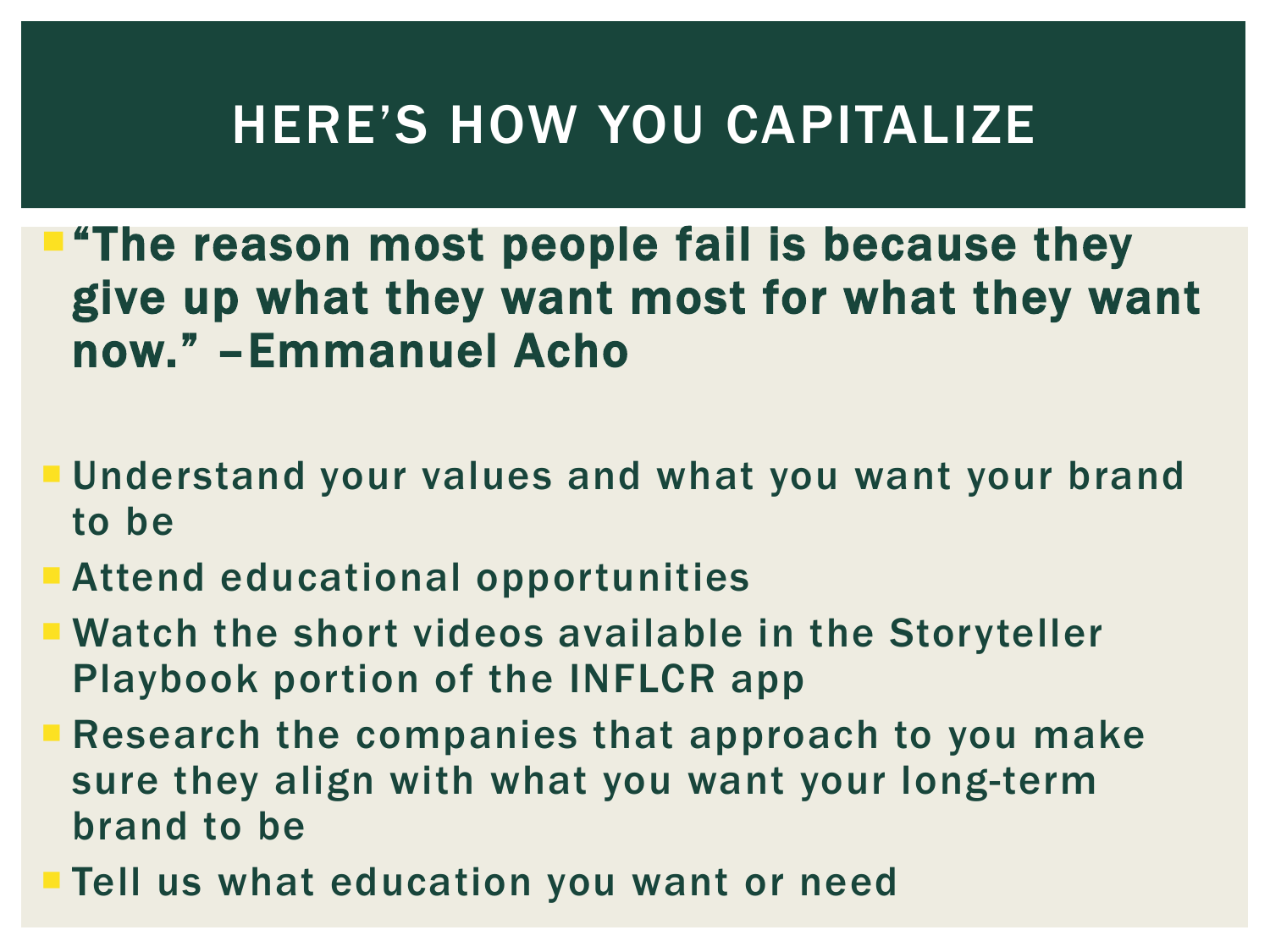# HERE'S HOW YOU CAPITALIZE

- **"The reason most people fail is because they give up what they want most for what they want now." –Emmanuel Acho**

- Understand your values and what you want your brand to be
- Attend educational opportunities
- Watch the short videos available in the Storyteller Playbook portion of the INFLCR app
- Research the companies that approach to you make sure they align with what you want your long-term brand to be
- Tell us what education you want or need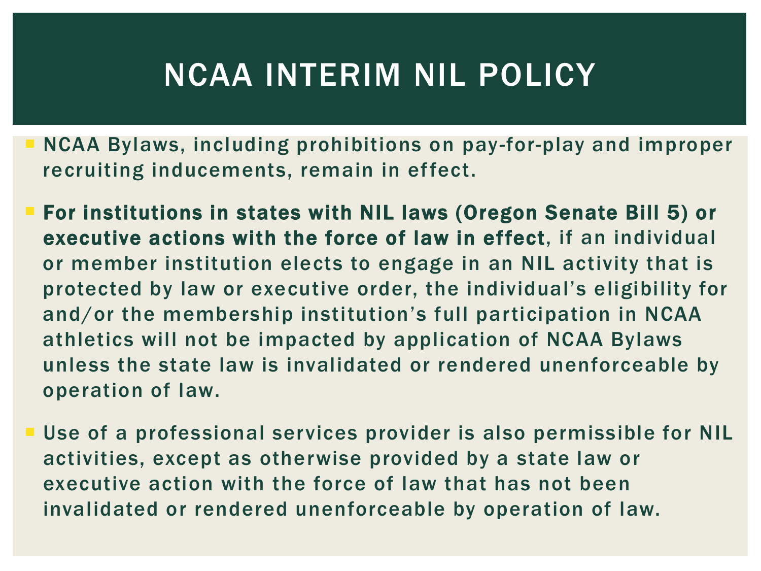# NCAA INTERIM NIL POLICY

- NCAA Bylaws, including prohibitions on pay-for-play and improper recruiting inducements, remain in effect.
- **For institutions in states with NIL laws (Oregon Senate Bill 5) or executive actions with the force of law in effect**, if an individual or member institution elects to engage in an NIL activity that is protected by law or executive order, the individual's eligibility for and/or the membership institution's full participation in NCAA athletics will not be impacted by application of NCAA Bylaws unless the state law is invalidated or rendered unenforceable by operation of law.
- Use of a professional services provider is also permissible for NIL activities, except as otherwise provided by a state law or executive action with the force of law that has not been invalidated or rendered unenforceable by operation of law.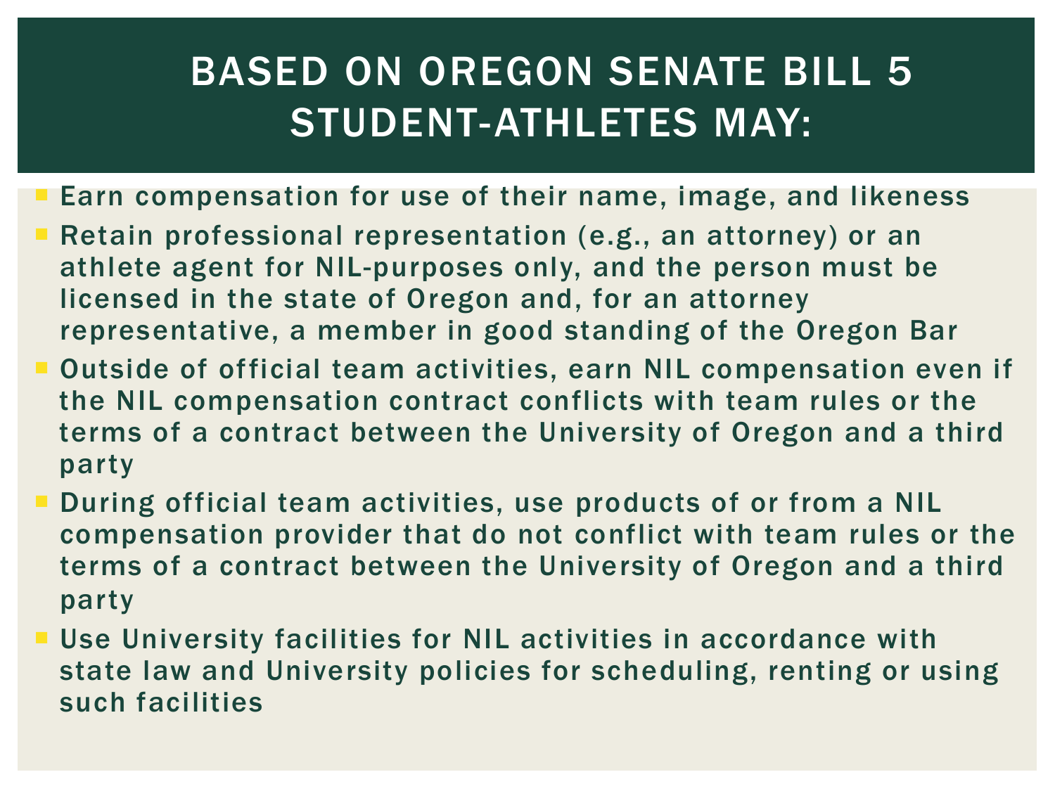# BASED ON OREGON SENATE BILL 5 STUDENT-ATHLETES MAY:

- Earn compensation for use of their name, image, and likeness
- Retain professional representation (e.g., an attorney) or an athlete agent for NIL-purposes only, and the person must be licensed in the state of Oregon and, for an attorney representative, a member in good standing of the Oregon Bar
- Outside of official team activities, earn NIL compensation even if the NIL compensation contract conflicts with team rules or the terms of a contract between the University of Oregon and a third party
- During official team activities, use products of or from a NIL compensation provider that do not conflict with team rules or the terms of a contract between the University of Oregon and a third party
- Use University facilities for NIL activities in accordance with state law and University policies for scheduling, renting or using such facilities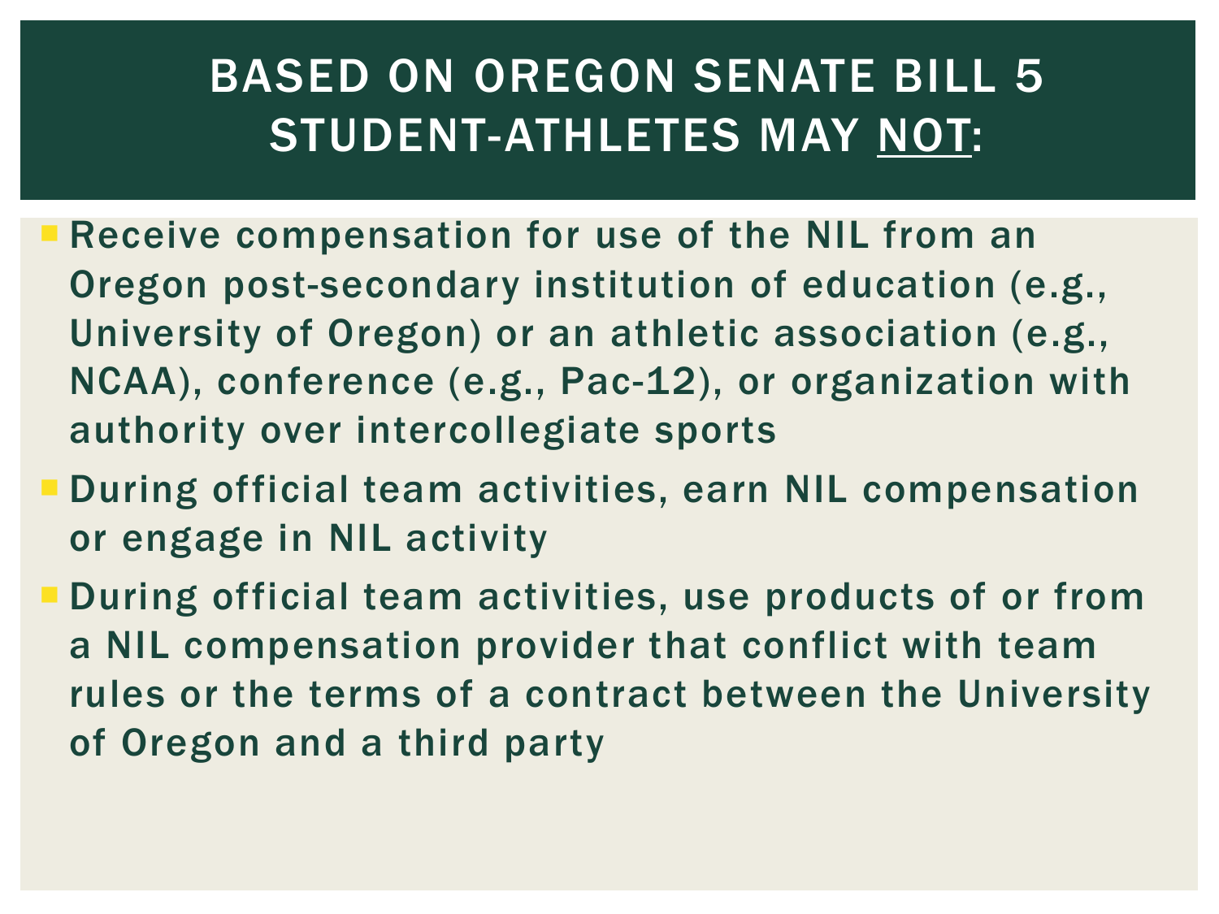# BASED ON OREGON SENATE BILL 5 STUDENT-ATHLETES MAY <u>NOT</u>:

- Receive compensation for use of the NIL from an Oregon post-secondary institution of education (e.g., University of Oregon) or an athletic association (e.g., NCAA), conference (e.g., Pac-12), or organization with authority over intercollegiate sports
- During official team activities, earn NIL compensation or engage in NIL activity
- During official team activities, use products of or from a NIL compensation provider that conflict with team rules or the terms of a contract between the University of Oregon and a third party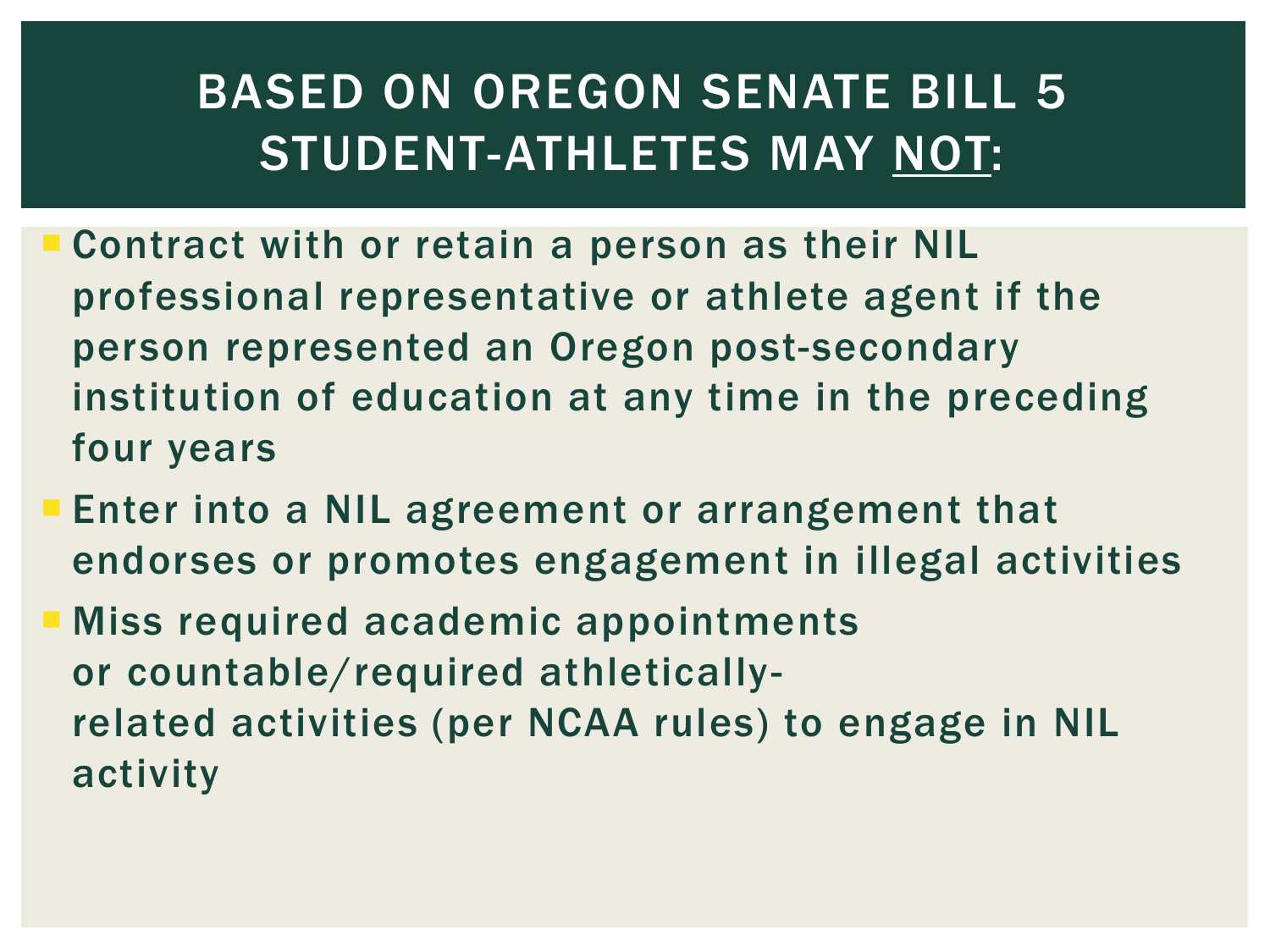# BASED ON OREGON SENATE BILL 5 STUDENT-ATHLETES MAY NOT:

- Contract with or retain a person as their NIL professional representative or athlete agent if the person represented an Oregon post-secondary institution of education at any time in the preceding four years
- Enter into a NIL agreement or arrangement that endorses or promotes engagement in illegal activities
- Miss required academic appointments or countable/required athletically-related activities (per NCAA rules) to engage in NIL activity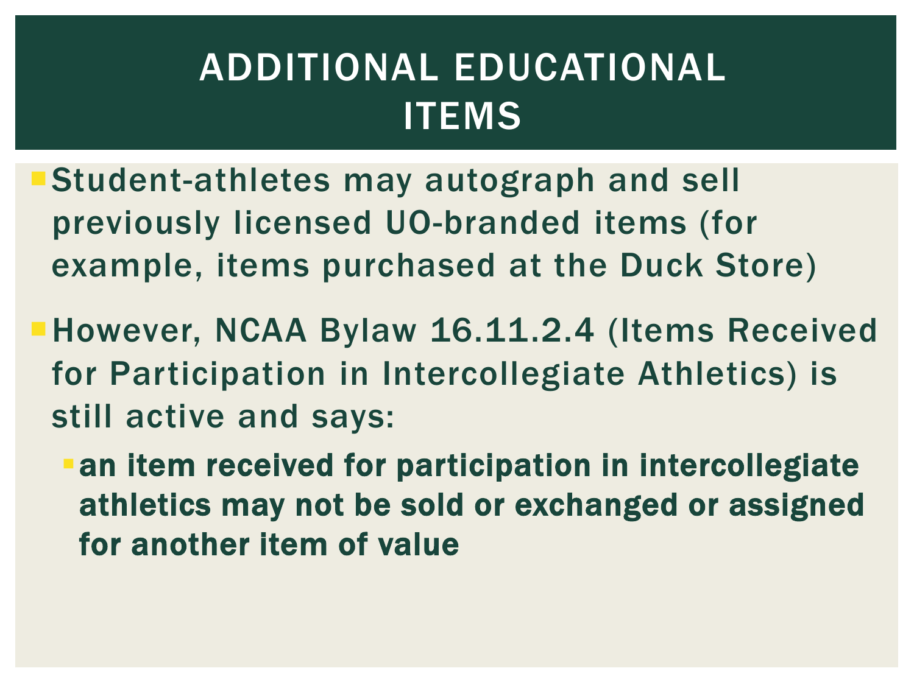# ADDITIONAL EDUCATIONAL ITEMS

- Student-athletes may autograph and sell previously licensed UO-branded items (for example, items purchased at the Duck Store)
- However, NCAA Bylaw 16.11.2.4 (Items Received for Participation in Intercollegiate Athletics) is still active and says:
  - **an item received for participation in intercollegiate athletics may not be sold or exchanged or assigned for another item of value**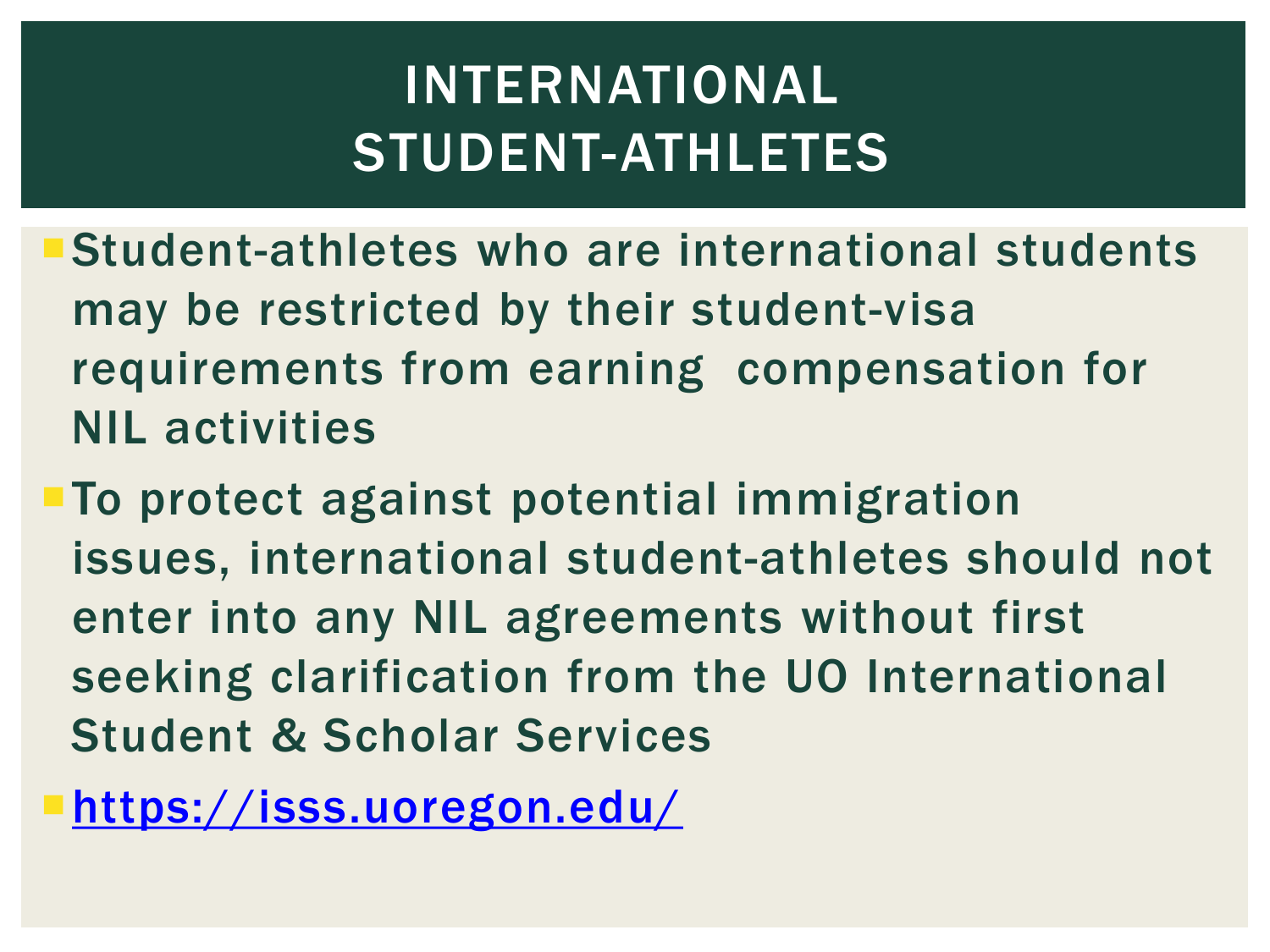# INTERNATIONAL STUDENT-ATHLETES

- Student-athletes who are international students may be restricted by their student-visa requirements from earning compensation for NIL activities
- To protect against potential immigration issues, international student-athletes should not enter into any NIL agreements without first seeking clarification from the UO International Student & Scholar Services
- [https://isss.uoregon.edu/](https://isss.uoregon.edu/)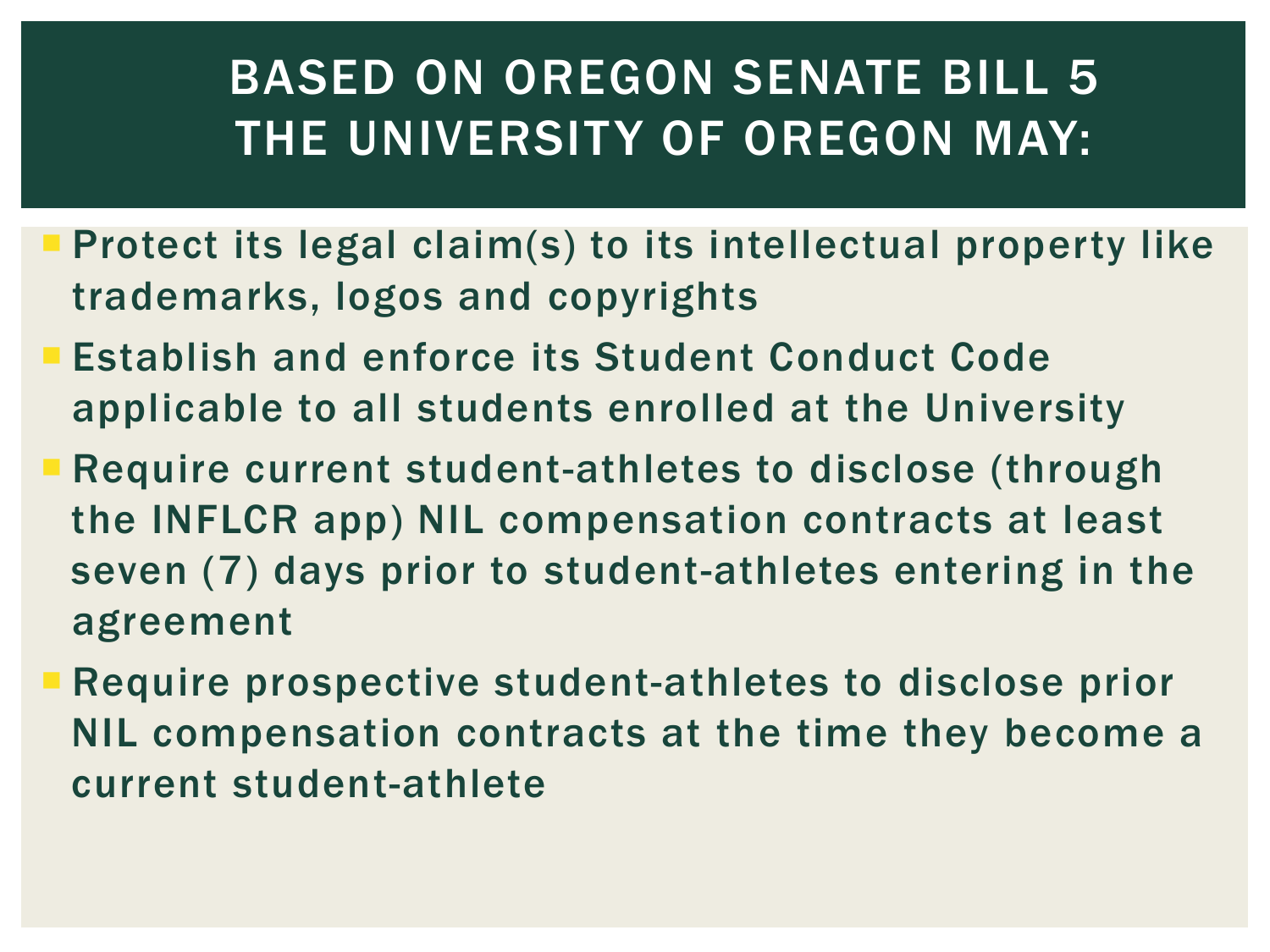# BASED ON OREGON SENATE BILL 5 THE UNIVERSITY OF OREGON MAY:

- Protect its legal claim(s) to its intellectual property like trademarks, logos and copyrights
- Establish and enforce its Student Conduct Code applicable to all students enrolled at the University
- Require current student-athletes to disclose (through the INFLCR app) NIL compensation contracts at least seven (7) days prior to student-athletes entering in the agreement
- Require prospective student-athletes to disclose prior NIL compensation contracts at the time they become a current student-athlete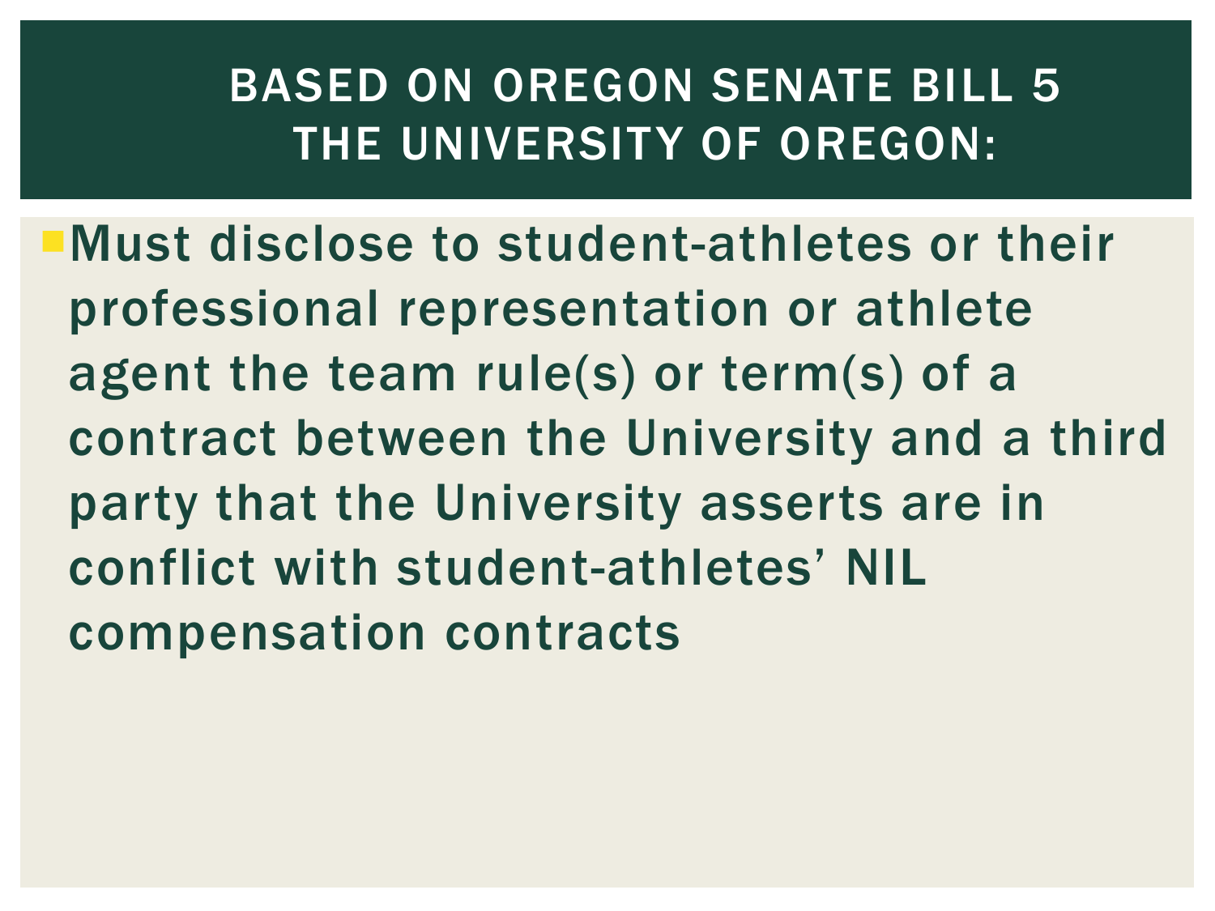# BASED ON OREGON SENATE BILL 5 THE UNIVERSITY OF OREGON:

- **Must disclose to student-athletes or their professional representation or athlete agent the team rule(s) or term(s) of a contract between the University and a third party that the University asserts are in conflict with student-athletes' NIL compensation contracts**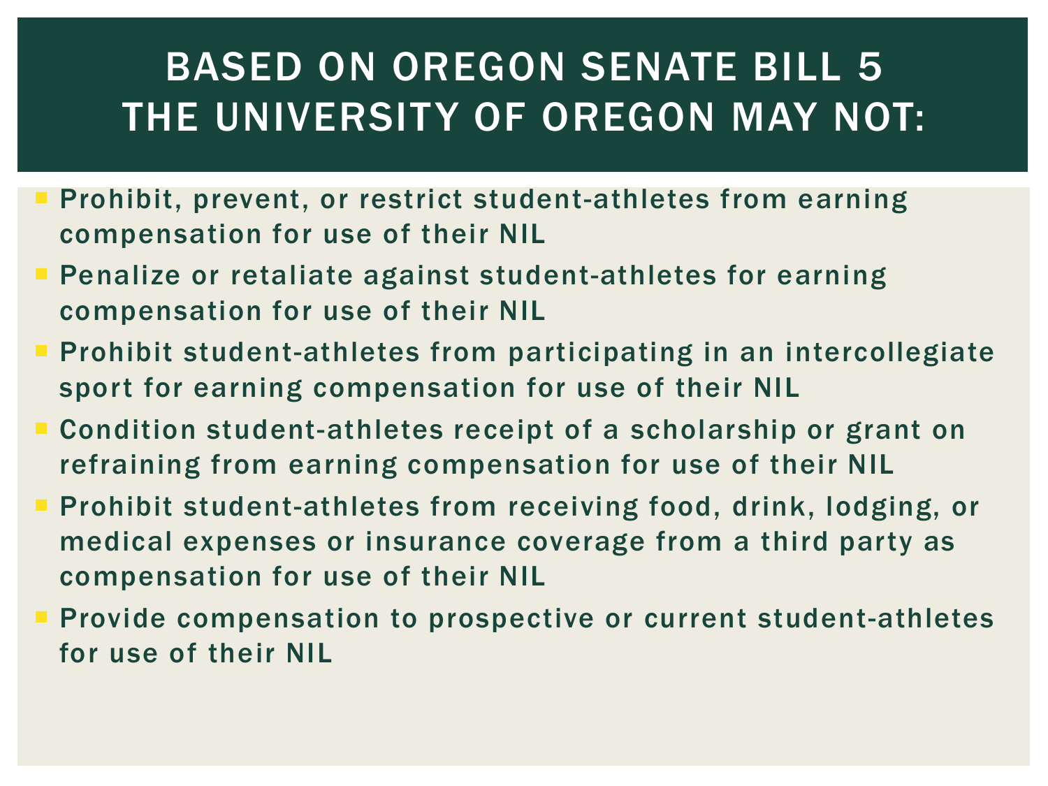# BASED ON OREGON SENATE BILL 5 THE UNIVERSITY OF OREGON MAY NOT:

- Prohibit, prevent, or restrict student-athletes from earning compensation for use of their NIL
- Penalize or retaliate against student-athletes for earning compensation for use of their NIL
- Prohibit student-athletes from participating in an intercollegiate sport for earning compensation for use of their NIL
- Condition student-athletes receipt of a scholarship or grant on refraining from earning compensation for use of their NIL
- Prohibit student-athletes from receiving food, drink, lodging, or medical expenses or insurance coverage from a third party as compensation for use of their NIL
- Provide compensation to prospective or current student-athletes for use of their NIL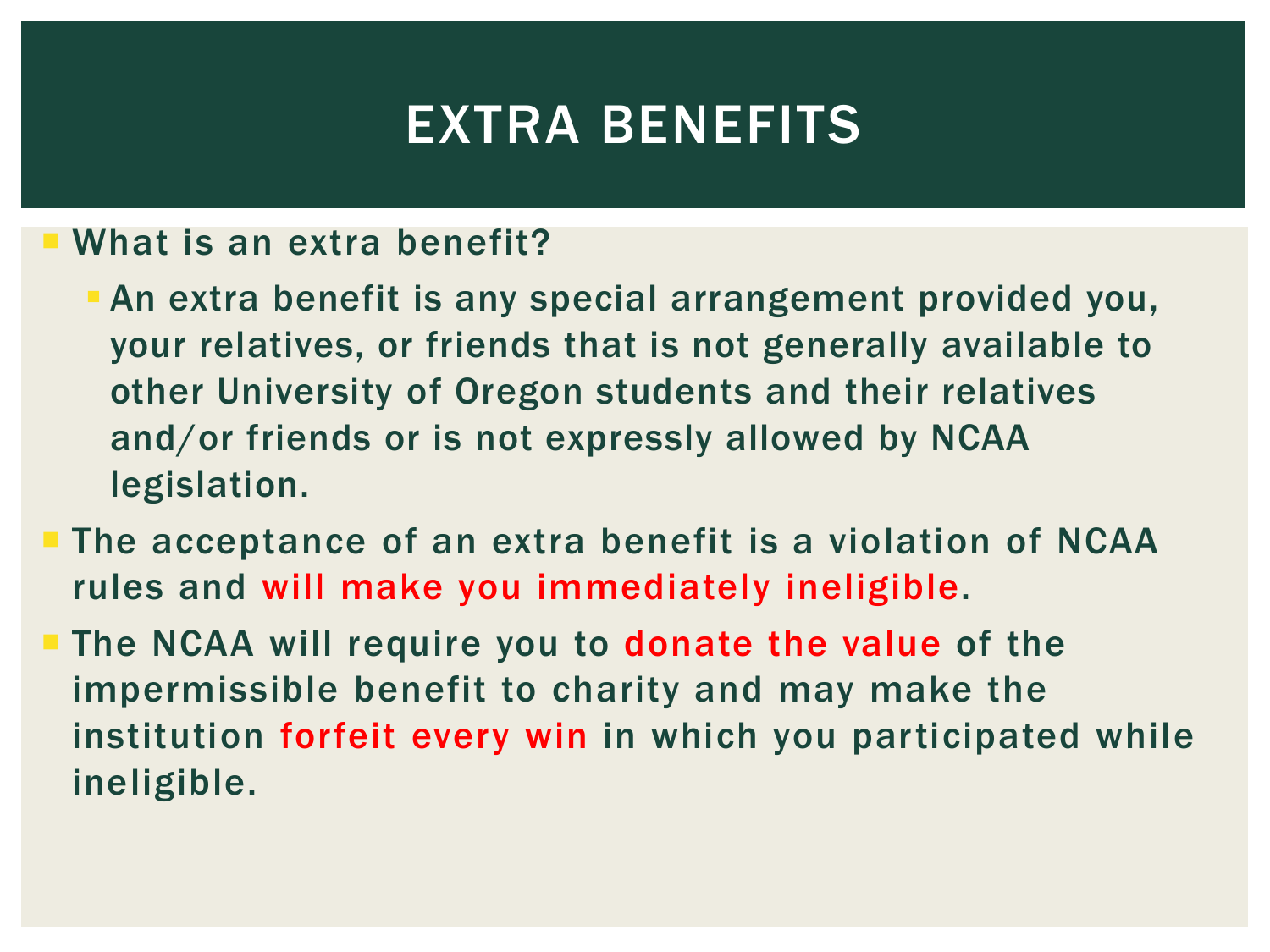# EXTRA BENEFITS

- What is an extra benefit?
  - An extra benefit is any special arrangement provided you, your relatives, or friends that is not generally available to other University of Oregon students and their relatives and/or friends or is not expressly allowed by NCAA legislation.
- The acceptance of an extra benefit is a violation of NCAA rules and will make you immediately ineligible.
- The NCAA will require you to donate the value of the impermissible benefit to charity and may make the institution forfeit every win in which you participated while ineligible.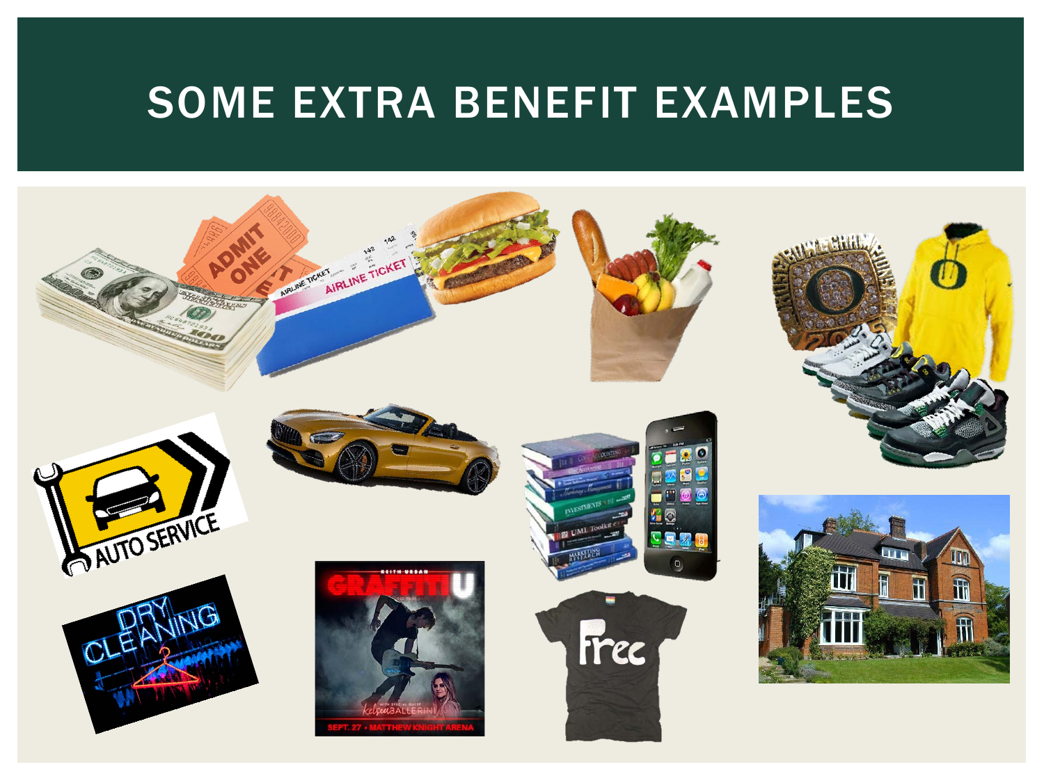# SOME EXTRA BENEFIT EXAMPLES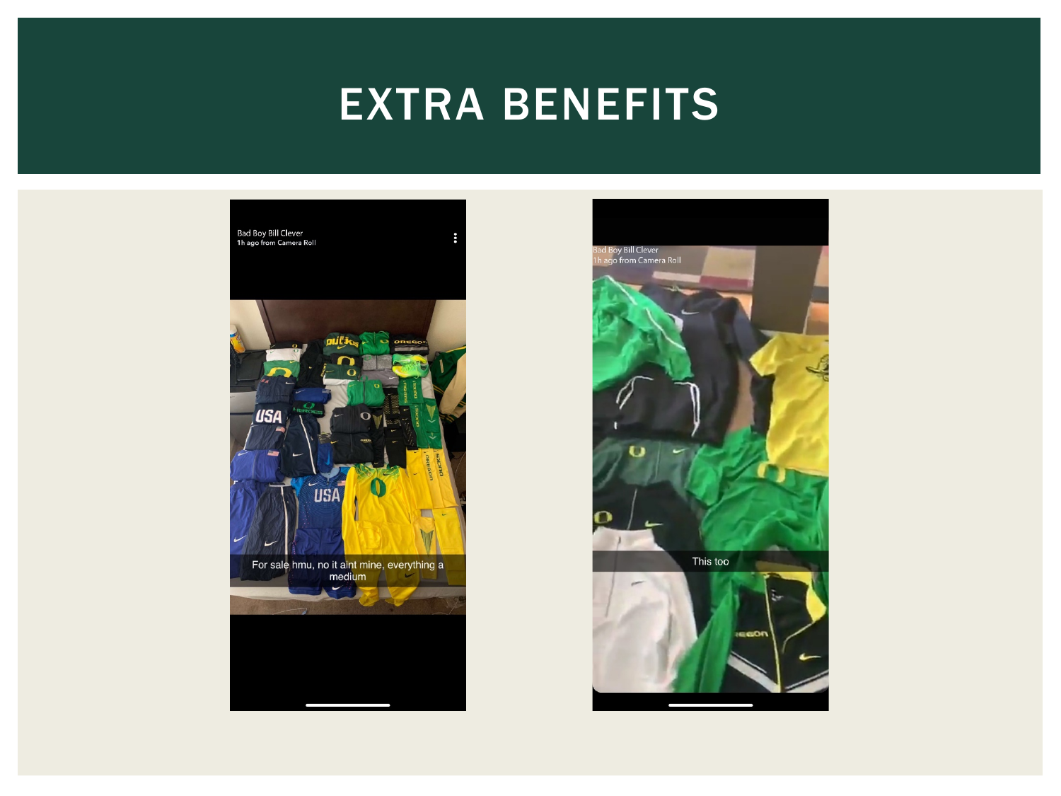# EXTRA BENEFITS

Bad Boy Bill Clever
1h ago from Camera Roll

For sale hmu, no it aint mine, everything a medium

Bad Boy Bill Clever
1h ago from Camera Roll

This too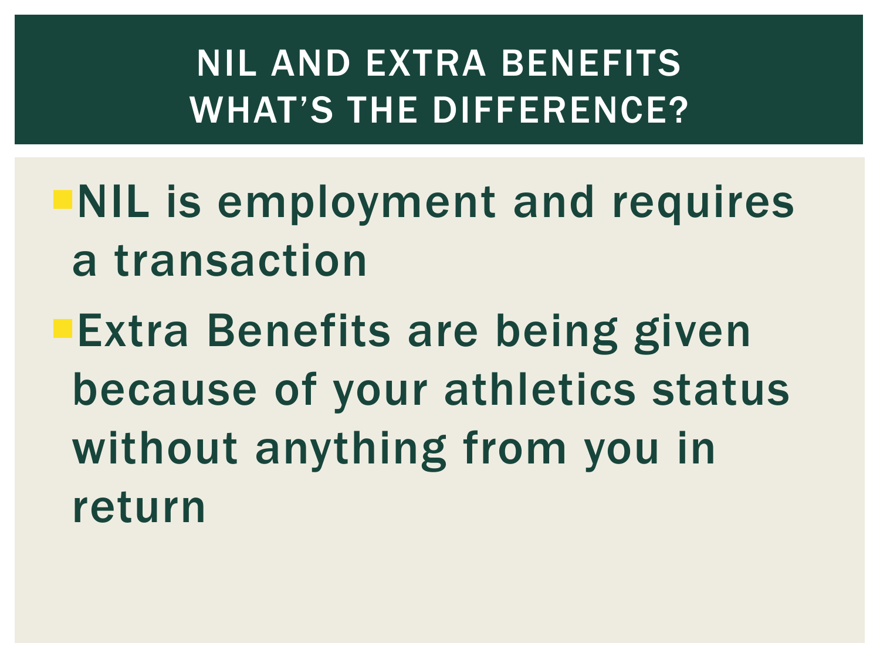# NIL AND EXTRA BENEFITS WHAT'S THE DIFFERENCE?

- NIL is employment and requires a transaction
- Extra Benefits are being given because of your athletics status without anything from you in return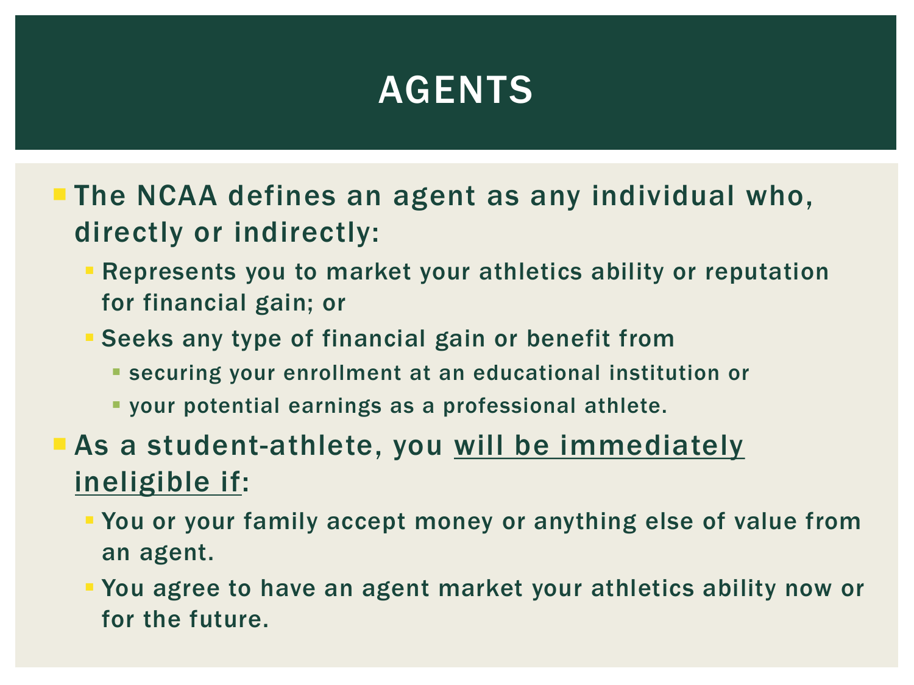# AGENTS

- The NCAA defines an agent as any individual who, directly or indirectly:
  - Represents you to market your athletics ability or reputation for financial gain; or
  - Seeks any type of financial gain or benefit from
    - securing your enrollment at an educational institution or
    - your potential earnings as a professional athlete.
- As a student-athlete, you <u>will be immediately ineligible if</u>:
  - You or your family accept money or anything else of value from an agent.
  - You agree to have an agent market your athletics ability now or for the future.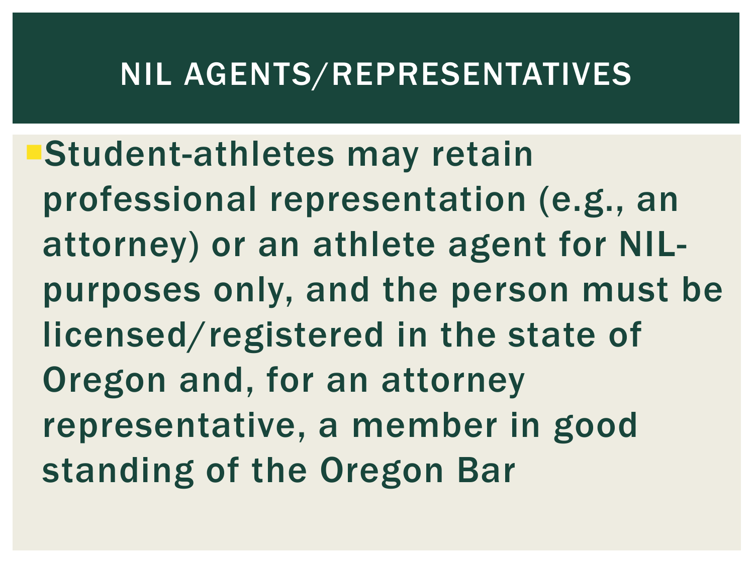# NIL AGENTS/REPRESENTATIVES

- Student-athletes may retain professional representation (e.g., an attorney) or an athlete agent for NIL-purposes only, and the person must be licensed/registered in the state of Oregon and, for an attorney representative, a member in good standing of the Oregon Bar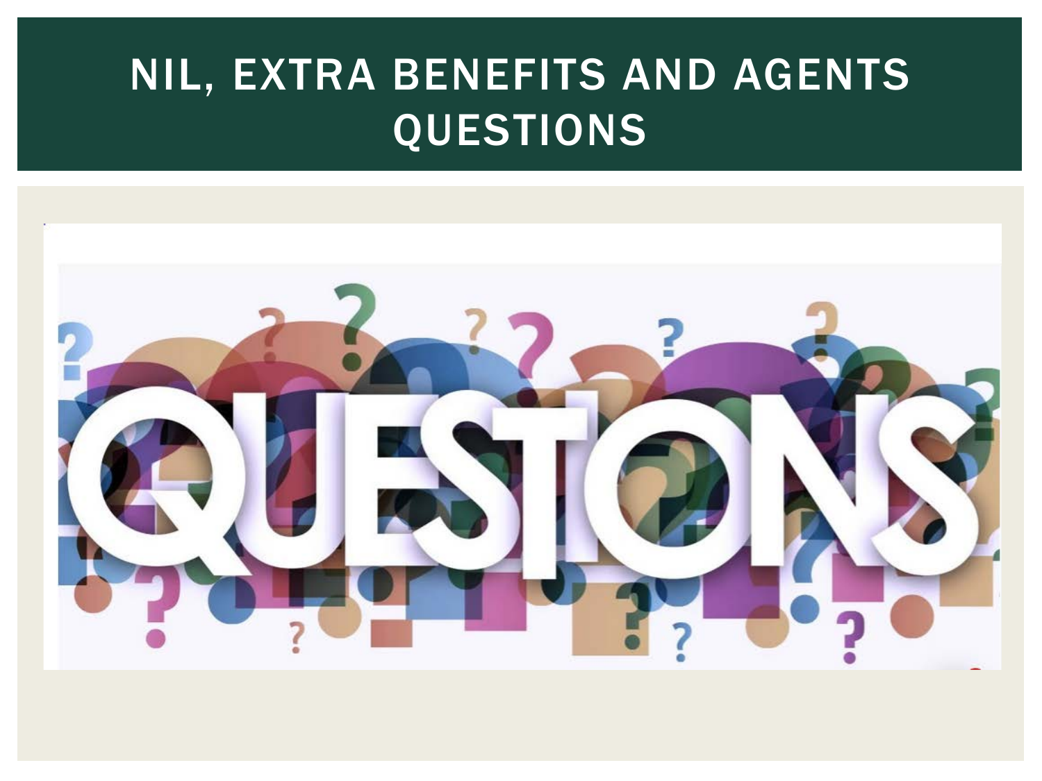# NIL, EXTRA BENEFITS AND AGENTS QUESTIONS